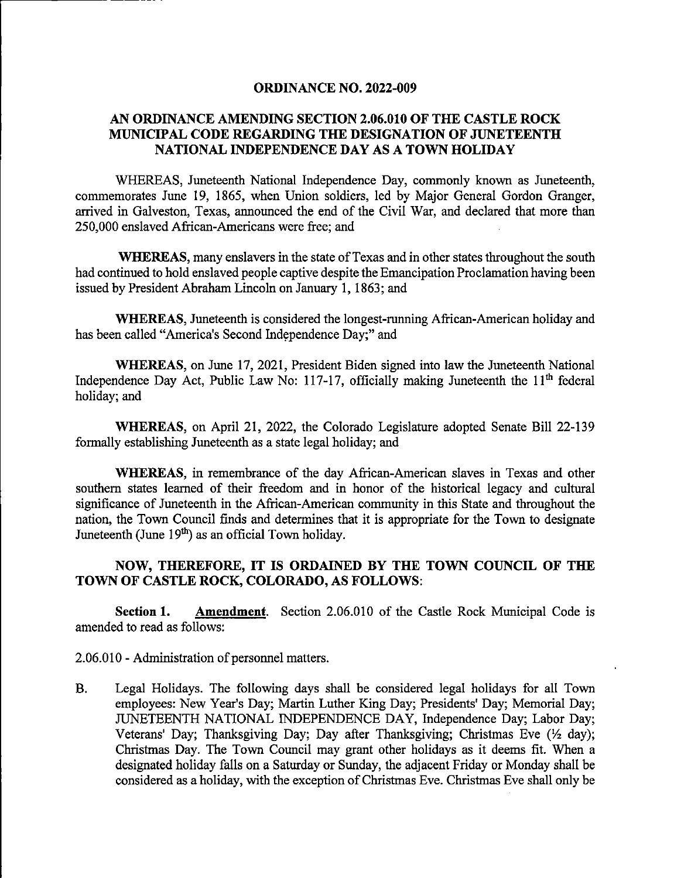# ORDINANCE NO. 2022-009

## AN ORDINANCE AMENDING SECTION 2.06.010 OF THE CASTLE ROCK MUNICIPAL CODE REGARDING THE DESIGNATION OF JUNETEENTH NATIONAL INDEPENDENCE DAY AS A TOWN HOLIDAY

WHEREAS, Juneteenth National Independence Day, commonly known as Juneteenth, commemorates June 19, 1865, when Union soldiers, led by Major General Gordon Granger, arrived in Galveston, Texas, announced the end of the Civil War, and declared that more than 250,000 enslaved African-Americans were free; and

**WHEREAS,** many enslavers in the state of Texas and in other states throughout the south had continued to hold enslaved people captive despite the Emancipation Proclamation having been issued by President Abraham Lincoln on January 1, 1863; and

**WHEREAS,** Juneteenth is considered the longest-running African-American holiday and has been called "America's Second Independence Day;" and

**WHEREAS,** on June 17, 2021, President Biden signed into law the Juneteenth National Independence Day Act, Public Law No: 117-17, officially making Juneteenth the 11th federal holiday; and

**WHEREAS,** on April 21, 2022, the Colorado Legislature adopted Senate Bill 22-139 formally establishing Juneteenth as a state legal holiday; and

**WHEREAS,** in remembrance of the day African-American slaves in Texas and other southern states learned of their freedom and in honor of the historical legacy and cultural significance of Juneteenth in the African-American community in this State and throughout the nation, the Town Council finds and determines that it is appropriate for the Town to designate Juneteenth (June 19th) as an official Town holiday.

**NOW, THEREFORE, IT IS ORDAINED BY THE TOWN COUNCIL OF THE TOWN OF CASTLE ROCK, COLORADO, AS FOLLOWS:**

**Section 1.** **Amendment**. Section 2.06.010 of the Castle Rock Municipal Code is amended to read as follows:

2.06.010 - Administration of personnel matters.

B. Legal Holidays. The following days shall be considered legal holidays for all Town employees: New Year's Day; Martin Luther King Day; Presidents' Day; Memorial Day; JUNETEENTH NATIONAL INDEPENDENCE DAY, Independence Day; Labor Day; Veterans' Day; Thanksgiving Day; Day after Thanksgiving; Christmas Eve (½ day); Christmas Day. The Town Council may grant other holidays as it deems fit. When a designated holiday falls on a Saturday or Sunday, the adjacent Friday or Monday shall be considered as a holiday, with the exception of Christmas Eve. Christmas Eve shall only be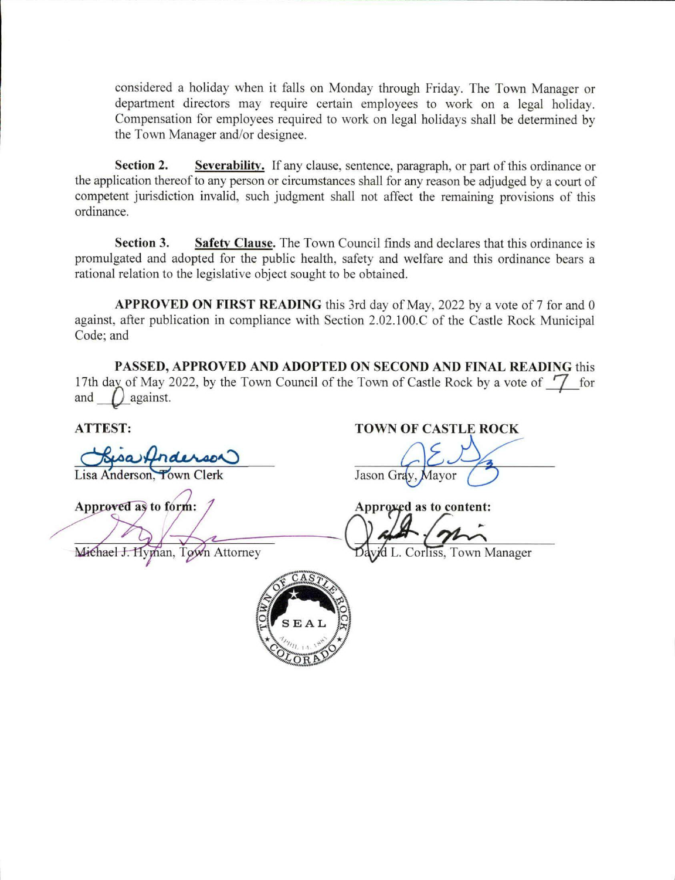considered a holiday when it falls on Monday through Friday. The Town Manager or department directors may require certain employees to work on a legal holiday. Compensation for employees required to work on legal holidays shall be determined by the Town Manager and/or designee.

**Section 2.** **Severability.** If any clause, sentence, paragraph, or part of this ordinance or the application thereof to any person or circumstances shall for any reason be adjudged by a court of competent jurisdiction invalid, such judgment shall not affect the remaining provisions of this ordinance.

**Section 3.** **Safety Clause.** The Town Council finds and declares that this ordinance is promulgated and adopted for the public health, safety and welfare and this ordinance bears a rational relation to the legislative object sought to be obtained.

**APPROVED ON FIRST READING** this 3rd day of May, 2022 by a vote of 7 for and 0 against, after publication in compliance with Section 2.02.100.C of the Castle Rock Municipal Code; and

**PASSED, APPROVED AND ADOPTED ON SECOND AND FINAL READING** this 17th day of May 2022, by the Town Council of the Town of Castle Rock by a vote of 7 for and 0 against.

**ATTEST:**

Lisa Anderson, Town Clerk

**TOWN OF CASTLE ROCK**

Jason Gray, Mayor

**Approved as to form:**

Michael J. Hyman, Town Attorney

**Approved as to content:**

David L. Corliss, Town Manager

TOWN OF CASTLE ROCK SEAL COLORADO